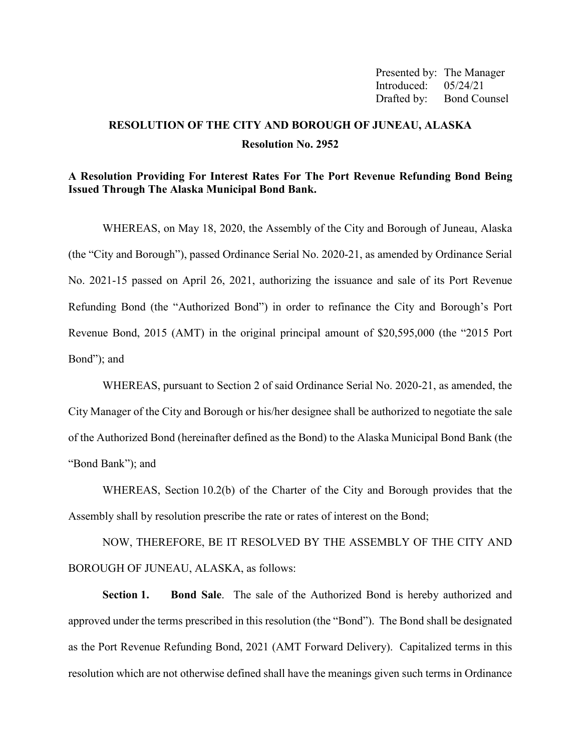Presented by: The Manager
Introduced: 05/24/21
Drafted by: Bond Counsel

# RESOLUTION OF THE CITY AND BOROUGH OF JUNEAU, ALASKA

## Resolution No. 2952

**A Resolution Providing For Interest Rates For The Port Revenue Refunding Bond Being Issued Through The Alaska Municipal Bond Bank.**

WHEREAS, on May 18, 2020, the Assembly of the City and Borough of Juneau, Alaska (the "City and Borough"), passed Ordinance Serial No. 2020-21, as amended by Ordinance Serial No. 2021-15 passed on April 26, 2021, authorizing the issuance and sale of its Port Revenue Refunding Bond (the "Authorized Bond") in order to refinance the City and Borough's Port Revenue Bond, 2015 (AMT) in the original principal amount of $20,595,000 (the "2015 Port Bond"); and

WHEREAS, pursuant to Section 2 of said Ordinance Serial No. 2020-21, as amended, the City Manager of the City and Borough or his/her designee shall be authorized to negotiate the sale of the Authorized Bond (hereinafter defined as the Bond) to the Alaska Municipal Bond Bank (the "Bond Bank"); and

WHEREAS, Section 10.2(b) of the Charter of the City and Borough provides that the Assembly shall by resolution prescribe the rate or rates of interest on the Bond;

NOW, THEREFORE, BE IT RESOLVED BY THE ASSEMBLY OF THE CITY AND BOROUGH OF JUNEAU, ALASKA, as follows:

**Section 1. Bond Sale**. The sale of the Authorized Bond is hereby authorized and approved under the terms prescribed in this resolution (the "Bond"). The Bond shall be designated as the Port Revenue Refunding Bond, 2021 (AMT Forward Delivery). Capitalized terms in this resolution which are not otherwise defined shall have the meanings given such terms in Ordinance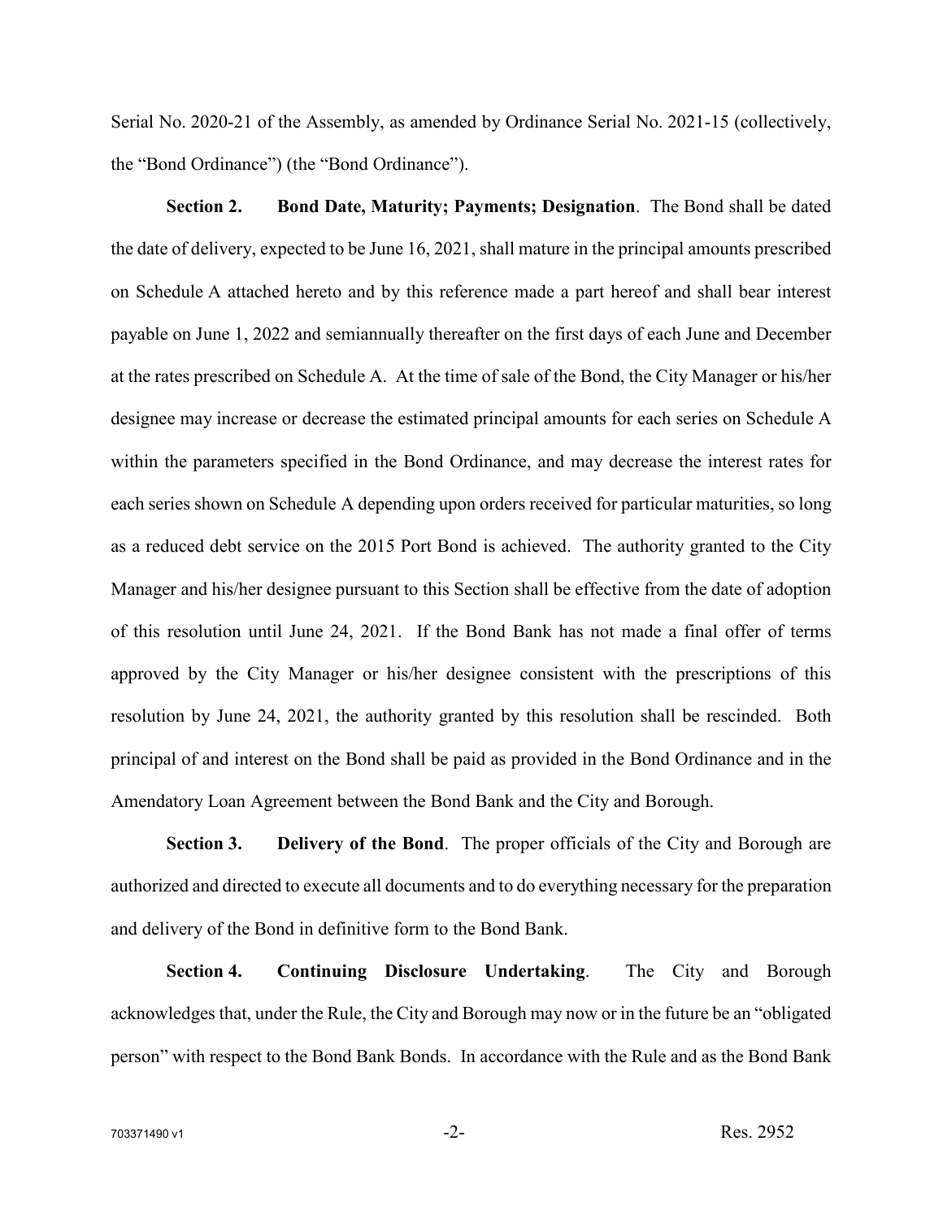Serial No. 2020-21 of the Assembly, as amended by Ordinance Serial No. 2021-15 (collectively, the "Bond Ordinance") (the "Bond Ordinance").

**Section 2. Bond Date, Maturity; Payments; Designation**. The Bond shall be dated the date of delivery, expected to be June 16, 2021, shall mature in the principal amounts prescribed on Schedule A attached hereto and by this reference made a part hereof and shall bear interest payable on June 1, 2022 and semiannually thereafter on the first days of each June and December at the rates prescribed on Schedule A. At the time of sale of the Bond, the City Manager or his/her designee may increase or decrease the estimated principal amounts for each series on Schedule A within the parameters specified in the Bond Ordinance, and may decrease the interest rates for each series shown on Schedule A depending upon orders received for particular maturities, so long as a reduced debt service on the 2015 Port Bond is achieved. The authority granted to the City Manager and his/her designee pursuant to this Section shall be effective from the date of adoption of this resolution until June 24, 2021. If the Bond Bank has not made a final offer of terms approved by the City Manager or his/her designee consistent with the prescriptions of this resolution by June 24, 2021, the authority granted by this resolution shall be rescinded. Both principal of and interest on the Bond shall be paid as provided in the Bond Ordinance and in the Amendatory Loan Agreement between the Bond Bank and the City and Borough.

**Section 3. Delivery of the Bond**. The proper officials of the City and Borough are authorized and directed to execute all documents and to do everything necessary for the preparation and delivery of the Bond in definitive form to the Bond Bank.

**Section 4. Continuing Disclosure Undertaking**. The City and Borough acknowledges that, under the Rule, the City and Borough may now or in the future be an "obligated person" with respect to the Bond Bank Bonds. In accordance with the Rule and as the Bond Bank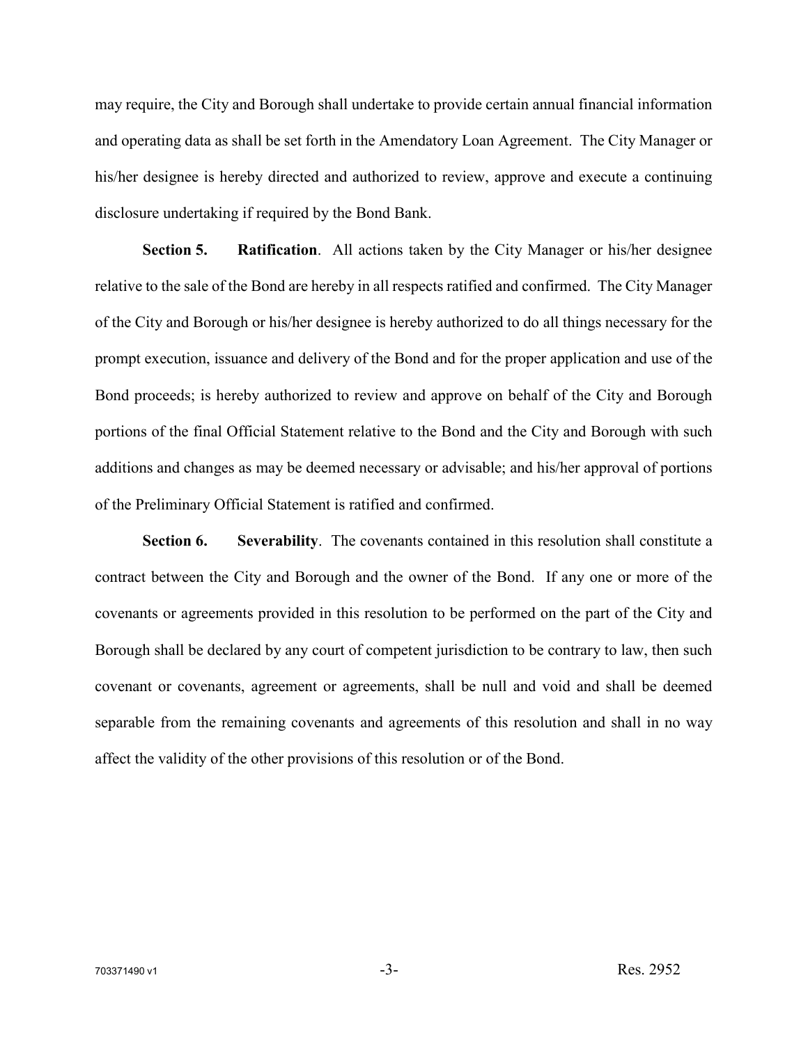may require, the City and Borough shall undertake to provide certain annual financial information and operating data as shall be set forth in the Amendatory Loan Agreement. The City Manager or his/her designee is hereby directed and authorized to review, approve and execute a continuing disclosure undertaking if required by the Bond Bank.

**Section 5. Ratification**. All actions taken by the City Manager or his/her designee relative to the sale of the Bond are hereby in all respects ratified and confirmed. The City Manager of the City and Borough or his/her designee is hereby authorized to do all things necessary for the prompt execution, issuance and delivery of the Bond and for the proper application and use of the Bond proceeds; is hereby authorized to review and approve on behalf of the City and Borough portions of the final Official Statement relative to the Bond and the City and Borough with such additions and changes as may be deemed necessary or advisable; and his/her approval of portions of the Preliminary Official Statement is ratified and confirmed.

**Section 6. Severability**. The covenants contained in this resolution shall constitute a contract between the City and Borough and the owner of the Bond. If any one or more of the covenants or agreements provided in this resolution to be performed on the part of the City and Borough shall be declared by any court of competent jurisdiction to be contrary to law, then such covenant or covenants, agreement or agreements, shall be null and void and shall be deemed separable from the remaining covenants and agreements of this resolution and shall in no way affect the validity of the other provisions of this resolution or of the Bond.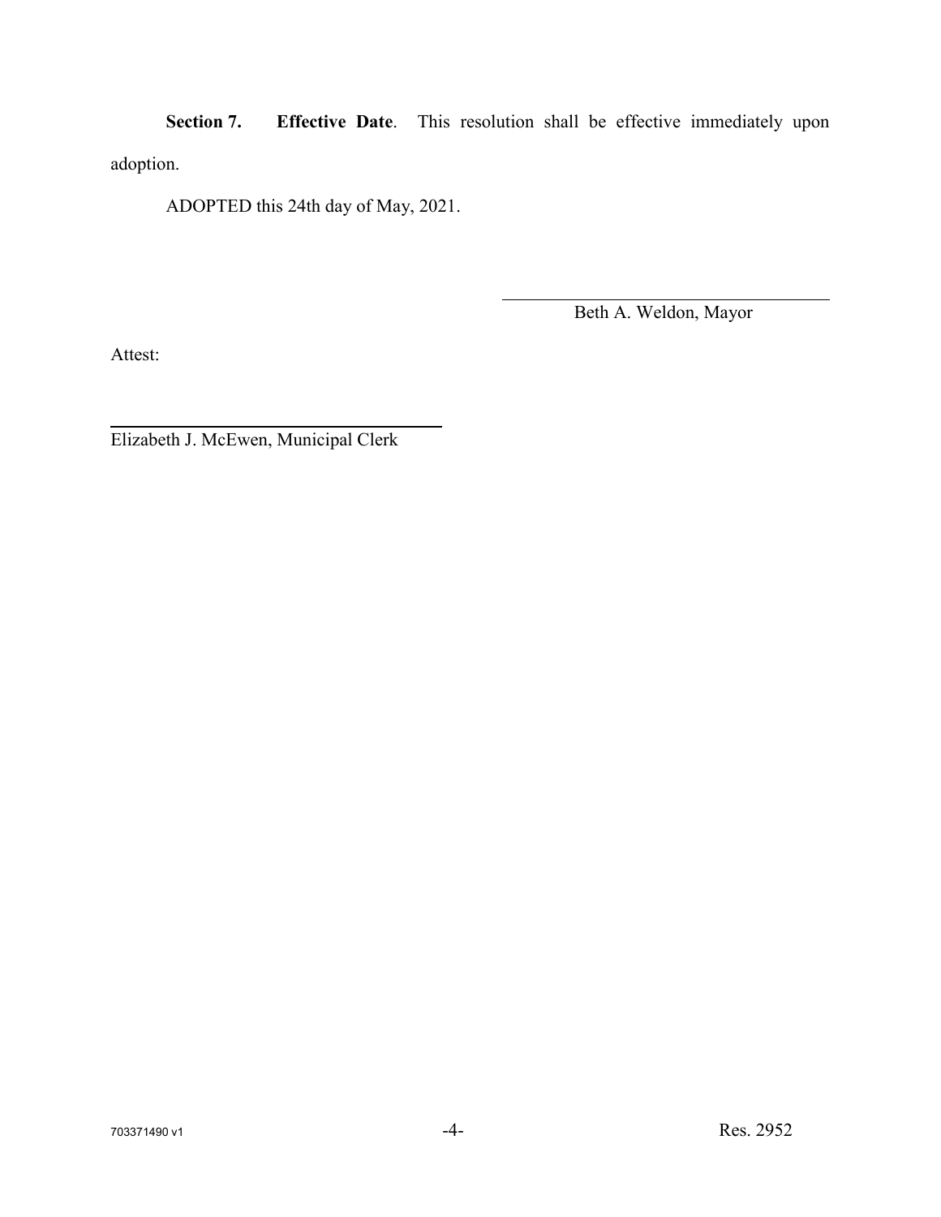**Section 7. Effective Date**. This resolution shall be effective immediately upon adoption.

ADOPTED this 24th day of May, 2021.

\_\_\_\_\_\_\_\_\_\_\_\_\_\_\_\_\_\_\_\_\_\_\_\_\_\_\_\_\_\_\_\_

Beth A. Weldon, Mayor

Attest:

\_\_\_\_\_\_\_\_\_\_\_\_\_\_\_\_\_\_\_\_\_\_\_\_\_\_\_\_\_\_\_\_

Elizabeth J. McEwen, Municipal Clerk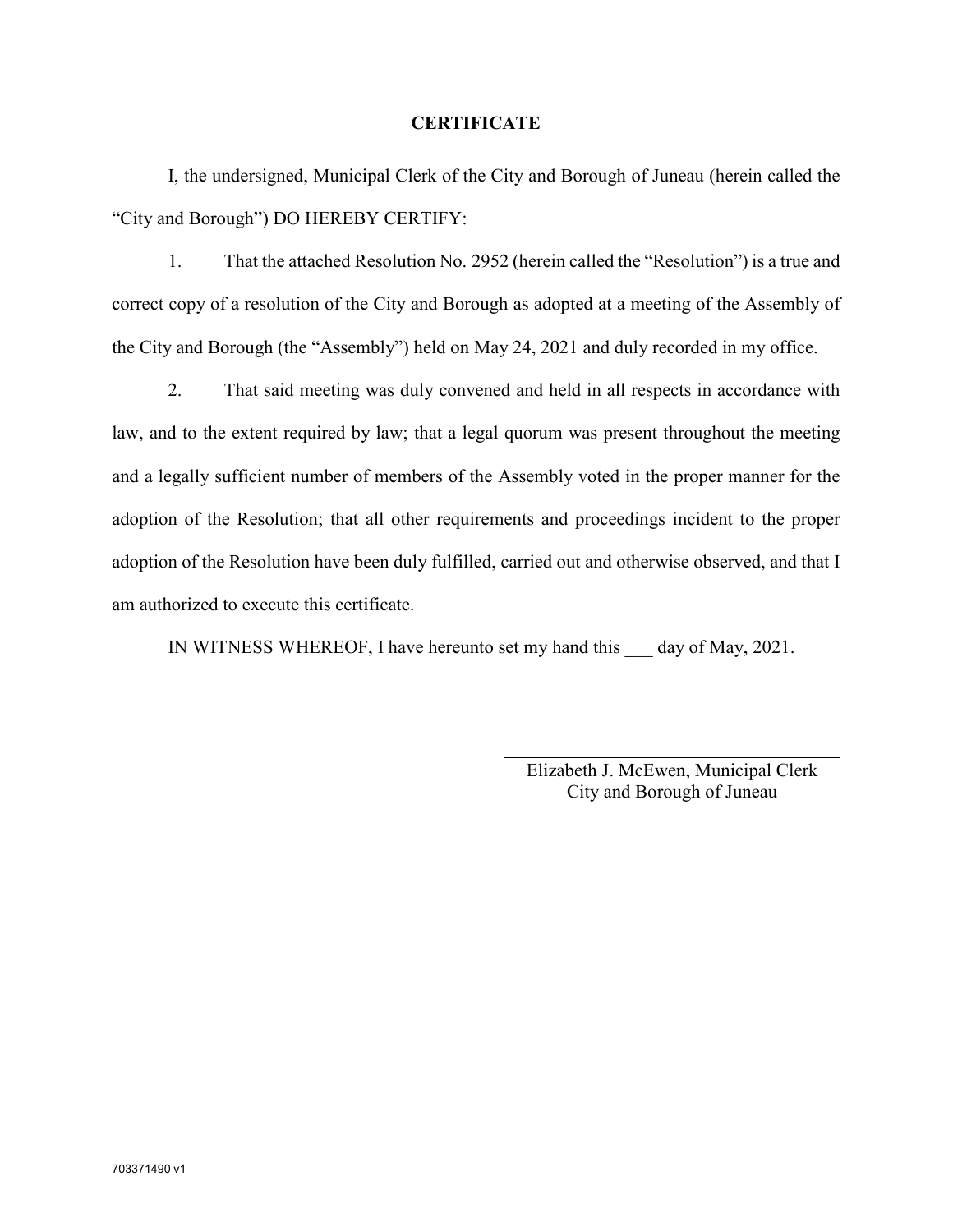# CERTIFICATE

I, the undersigned, Municipal Clerk of the City and Borough of Juneau (herein called the "City and Borough") DO HEREBY CERTIFY:

1. That the attached Resolution No. 2952 (herein called the "Resolution") is a true and correct copy of a resolution of the City and Borough as adopted at a meeting of the Assembly of the City and Borough (the "Assembly") held on May 24, 2021 and duly recorded in my office.

2. That said meeting was duly convened and held in all respects in accordance with law, and to the extent required by law; that a legal quorum was present throughout the meeting and a legally sufficient number of members of the Assembly voted in the proper manner for the adoption of the Resolution; that all other requirements and proceedings incident to the proper adoption of the Resolution have been duly fulfilled, carried out and otherwise observed, and that I am authorized to execute this certificate.

IN WITNESS WHEREOF, I have hereunto set my hand this ___ day of May, 2021.

\_\_\_\_\_\_\_\_\_\_\_\_\_\_\_\_\_\_\_\_\_\_\_\_\_\_\_\_\_\_\_\_\_\_\_\_

Elizabeth J. McEwen, Municipal Clerk
City and Borough of Juneau

703371490 v1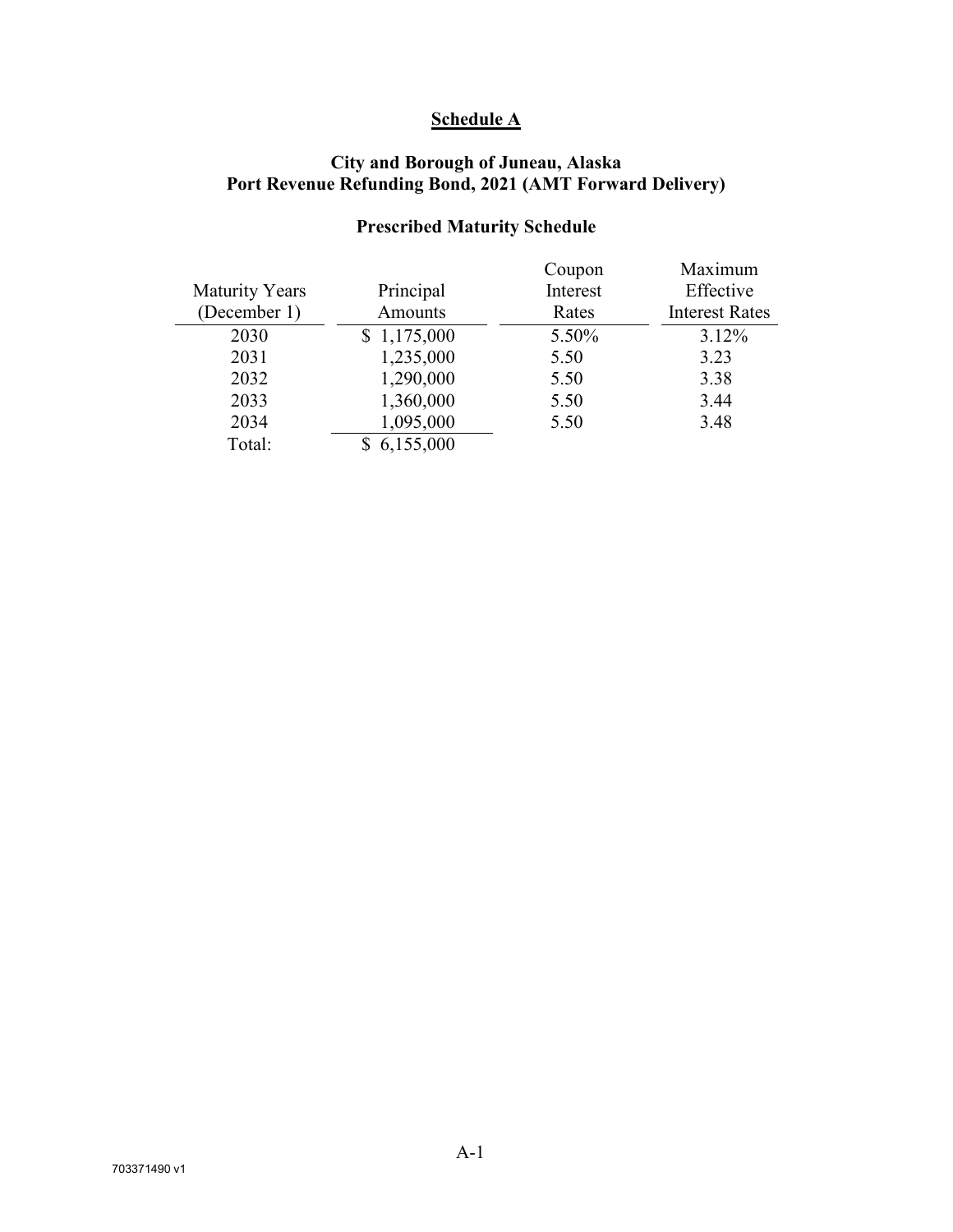## Schedule A

### City and Borough of Juneau, Alaska
### Port Revenue Refunding Bond, 2021 (AMT Forward Delivery)

### Prescribed Maturity Schedule

| Maturity Years (December 1) | Principal Amounts | Coupon Interest Rates | Maximum Effective Interest Rates |
|---|---|---|---|
| 2030 | $ 1,175,000 | 5.50% | 3.12% |
| 2031 | 1,235,000 | 5.50 | 3.23 |
| 2032 | 1,290,000 | 5.50 | 3.38 |
| 2033 | 1,360,000 | 5.50 | 3.44 |
| 2034 | 1,095,000 | 5.50 | 3.48 |
| Total: | $ 6,155,000 | | |

703371490 v1